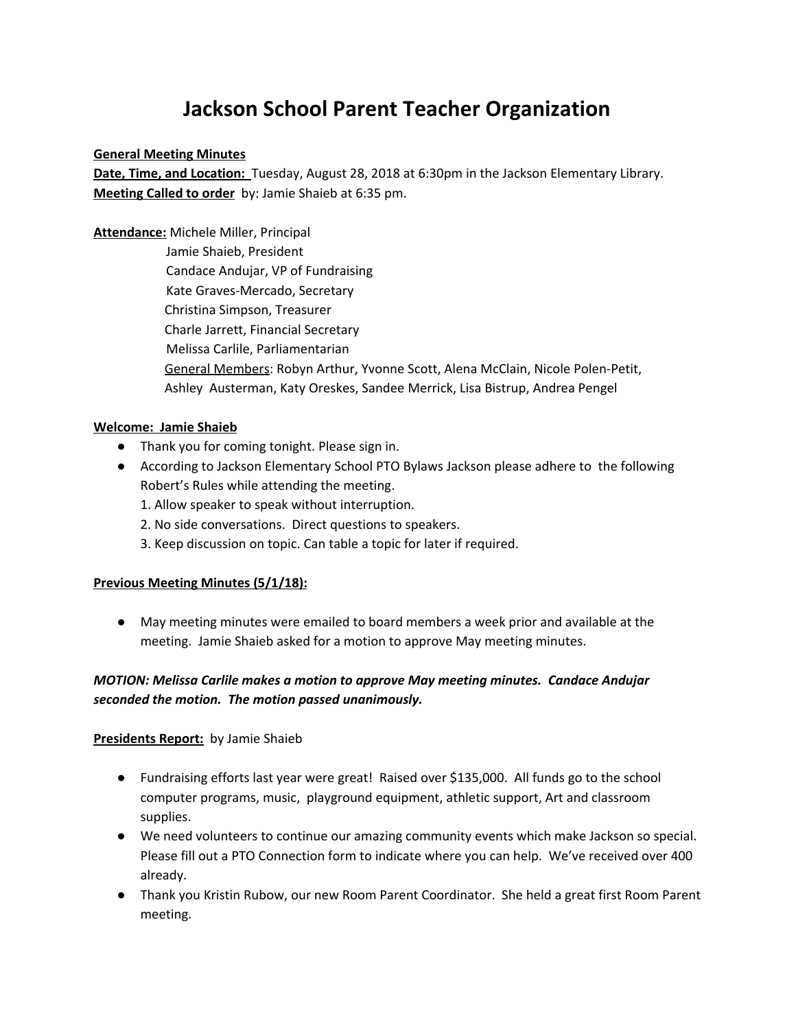# Jackson School Parent Teacher Organization

**General Meeting Minutes**
**Date, Time, and Location:** Tuesday, August 28, 2018 at 6:30pm in the Jackson Elementary Library.
**Meeting Called to order** by: Jamie Shaieb at 6:35 pm.

**Attendance:** Michele Miller, Principal
Jamie Shaieb, President
Candace Andujar, VP of Fundraising
Kate Graves-Mercado, Secretary
Christina Simpson, Treasurer
Charle Jarrett, Financial Secretary
Melissa Carlile, Parliamentarian
General Members: Robyn Arthur, Yvonne Scott, Alena McClain, Nicole Polen-Petit, Ashley Austerman, Katy Oreskes, Sandee Merrick, Lisa Bistrup, Andrea Pengel

**Welcome: Jamie Shaieb**

- Thank you for coming tonight. Please sign in.
- According to Jackson Elementary School PTO Bylaws Jackson please adhere to the following Robert's Rules while attending the meeting.
  1. Allow speaker to speak without interruption.
  2. No side conversations. Direct questions to speakers.
  3. Keep discussion on topic. Can table a topic for later if required.

**Previous Meeting Minutes (5/1/18):**

- May meeting minutes were emailed to board members a week prior and available at the meeting. Jamie Shaieb asked for a motion to approve May meeting minutes.

***MOTION: Melissa Carlile makes a motion to approve May meeting minutes. Candace Andujar seconded the motion. The motion passed unanimously.***

**Presidents Report:** by Jamie Shaieb

- Fundraising efforts last year were great! Raised over $135,000. All funds go to the school computer programs, music, playground equipment, athletic support, Art and classroom supplies.
- We need volunteers to continue our amazing community events which make Jackson so special. Please fill out a PTO Connection form to indicate where you can help. We've received over 400 already.
- Thank you Kristin Rubow, our new Room Parent Coordinator. She held a great first Room Parent meeting.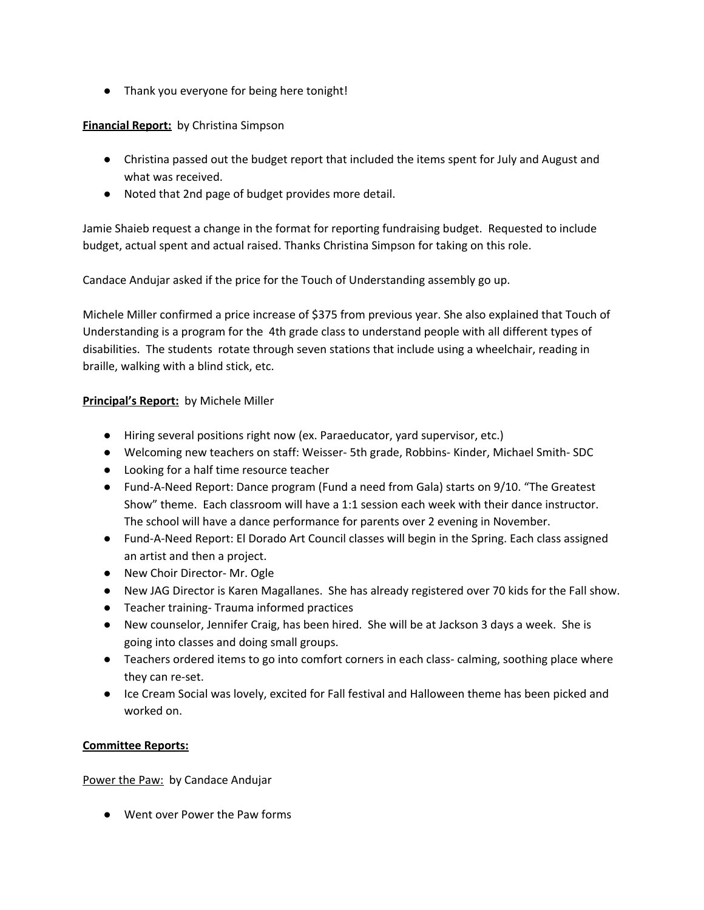- Thank you everyone for being here tonight!

**Financial Report:** by Christina Simpson

- Christina passed out the budget report that included the items spent for July and August and what was received.
- Noted that 2nd page of budget provides more detail.

Jamie Shaieb request a change in the format for reporting fundraising budget. Requested to include budget, actual spent and actual raised. Thanks Christina Simpson for taking on this role.

Candace Andujar asked if the price for the Touch of Understanding assembly go up.

Michele Miller confirmed a price increase of $375 from previous year. She also explained that Touch of Understanding is a program for the 4th grade class to understand people with all different types of disabilities. The students rotate through seven stations that include using a wheelchair, reading in braille, walking with a blind stick, etc.

**Principal's Report:** by Michele Miller

- Hiring several positions right now (ex. Paraeducator, yard supervisor, etc.)
- Welcoming new teachers on staff: Weisser- 5th grade, Robbins- Kinder, Michael Smith- SDC
- Looking for a half time resource teacher
- Fund-A-Need Report: Dance program (Fund a need from Gala) starts on 9/10. "The Greatest Show" theme. Each classroom will have a 1:1 session each week with their dance instructor. The school will have a dance performance for parents over 2 evening in November.
- Fund-A-Need Report: El Dorado Art Council classes will begin in the Spring. Each class assigned an artist and then a project.
- New Choir Director- Mr. Ogle
- New JAG Director is Karen Magallanes. She has already registered over 70 kids for the Fall show.
- Teacher training- Trauma informed practices
- New counselor, Jennifer Craig, has been hired. She will be at Jackson 3 days a week. She is going into classes and doing small groups.
- Teachers ordered items to go into comfort corners in each class- calming, soothing place where they can re-set.
- Ice Cream Social was lovely, excited for Fall festival and Halloween theme has been picked and worked on.

**Committee Reports:**

Power the Paw: by Candace Andujar

- Went over Power the Paw forms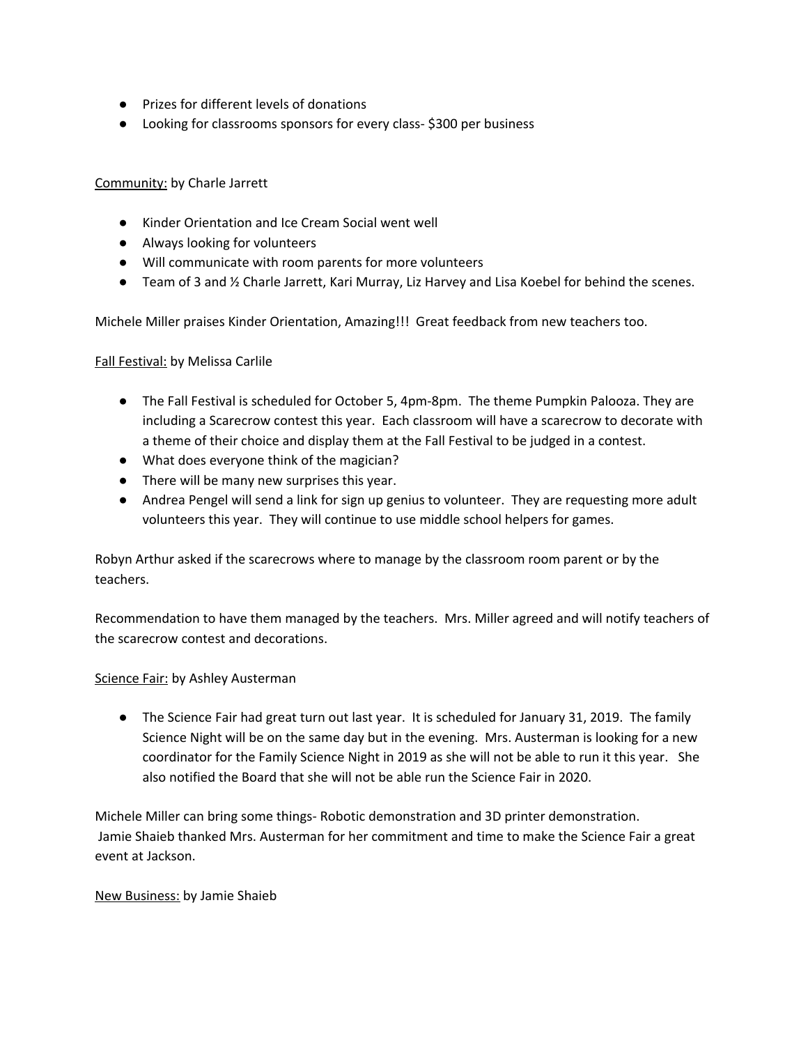- Prizes for different levels of donations
- Looking for classrooms sponsors for every class- $300 per business

<u>Community:</u> by Charle Jarrett

- Kinder Orientation and Ice Cream Social went well
- Always looking for volunteers
- Will communicate with room parents for more volunteers
- Team of 3 and ½ Charle Jarrett, Kari Murray, Liz Harvey and Lisa Koebel for behind the scenes.

Michele Miller praises Kinder Orientation, Amazing!!! Great feedback from new teachers too.

<u>Fall Festival:</u> by Melissa Carlile

- The Fall Festival is scheduled for October 5, 4pm-8pm. The theme Pumpkin Palooza. They are including a Scarecrow contest this year. Each classroom will have a scarecrow to decorate with a theme of their choice and display them at the Fall Festival to be judged in a contest.
- What does everyone think of the magician?
- There will be many new surprises this year.
- Andrea Pengel will send a link for sign up genius to volunteer. They are requesting more adult volunteers this year. They will continue to use middle school helpers for games.

Robyn Arthur asked if the scarecrows where to manage by the classroom room parent or by the teachers.

Recommendation to have them managed by the teachers. Mrs. Miller agreed and will notify teachers of the scarecrow contest and decorations.

<u>Science Fair:</u> by Ashley Austerman

- The Science Fair had great turn out last year. It is scheduled for January 31, 2019. The family Science Night will be on the same day but in the evening. Mrs. Austerman is looking for a new coordinator for the Family Science Night in 2019 as she will not be able to run it this year. She also notified the Board that she will not be able run the Science Fair in 2020.

Michele Miller can bring some things- Robotic demonstration and 3D printer demonstration.
Jamie Shaieb thanked Mrs. Austerman for her commitment and time to make the Science Fair a great event at Jackson.

<u>New Business:</u> by Jamie Shaieb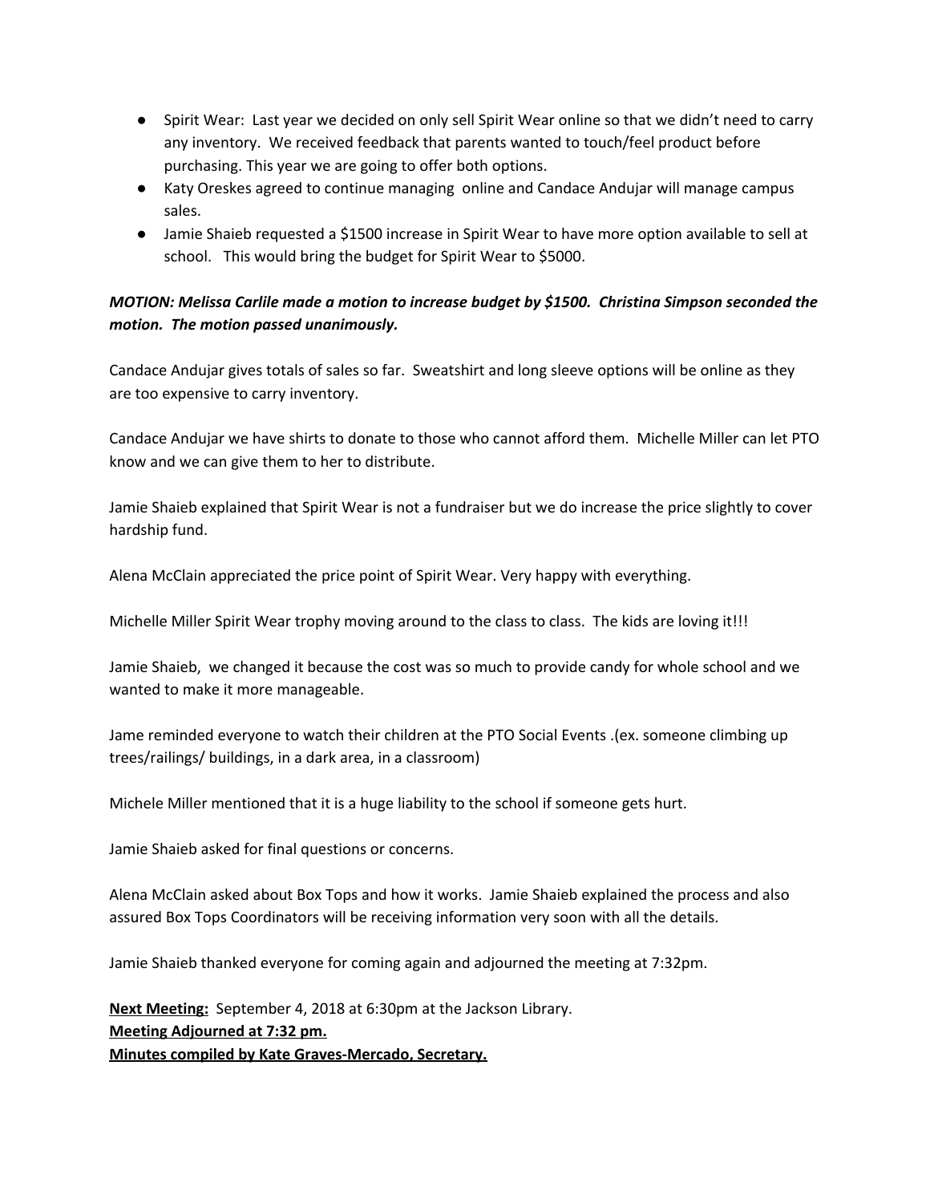- Spirit Wear: Last year we decided on only sell Spirit Wear online so that we didn't need to carry any inventory. We received feedback that parents wanted to touch/feel product before purchasing. This year we are going to offer both options.
- Katy Oreskes agreed to continue managing online and Candace Andujar will manage campus sales.
- Jamie Shaieb requested a $1500 increase in Spirit Wear to have more option available to sell at school. This would bring the budget for Spirit Wear to $5000.

***MOTION: Melissa Carlile made a motion to increase budget by $1500. Christina Simpson seconded the motion. The motion passed unanimously.***

Candace Andujar gives totals of sales so far. Sweatshirt and long sleeve options will be online as they are too expensive to carry inventory.

Candace Andujar we have shirts to donate to those who cannot afford them. Michelle Miller can let PTO know and we can give them to her to distribute.

Jamie Shaieb explained that Spirit Wear is not a fundraiser but we do increase the price slightly to cover hardship fund.

Alena McClain appreciated the price point of Spirit Wear. Very happy with everything.

Michelle Miller Spirit Wear trophy moving around to the class to class. The kids are loving it!!!

Jamie Shaieb, we changed it because the cost was so much to provide candy for whole school and we wanted to make it more manageable.

Jame reminded everyone to watch their children at the PTO Social Events .(ex. someone climbing up trees/railings/ buildings, in a dark area, in a classroom)

Michele Miller mentioned that it is a huge liability to the school if someone gets hurt.

Jamie Shaieb asked for final questions or concerns.

Alena McClain asked about Box Tops and how it works. Jamie Shaieb explained the process and also assured Box Tops Coordinators will be receiving information very soon with all the details.

Jamie Shaieb thanked everyone for coming again and adjourned the meeting at 7:32pm.

**Next Meeting:** September 4, 2018 at 6:30pm at the Jackson Library.
**Meeting Adjourned at 7:32 pm.**
**Minutes compiled by Kate Graves-Mercado, Secretary.**